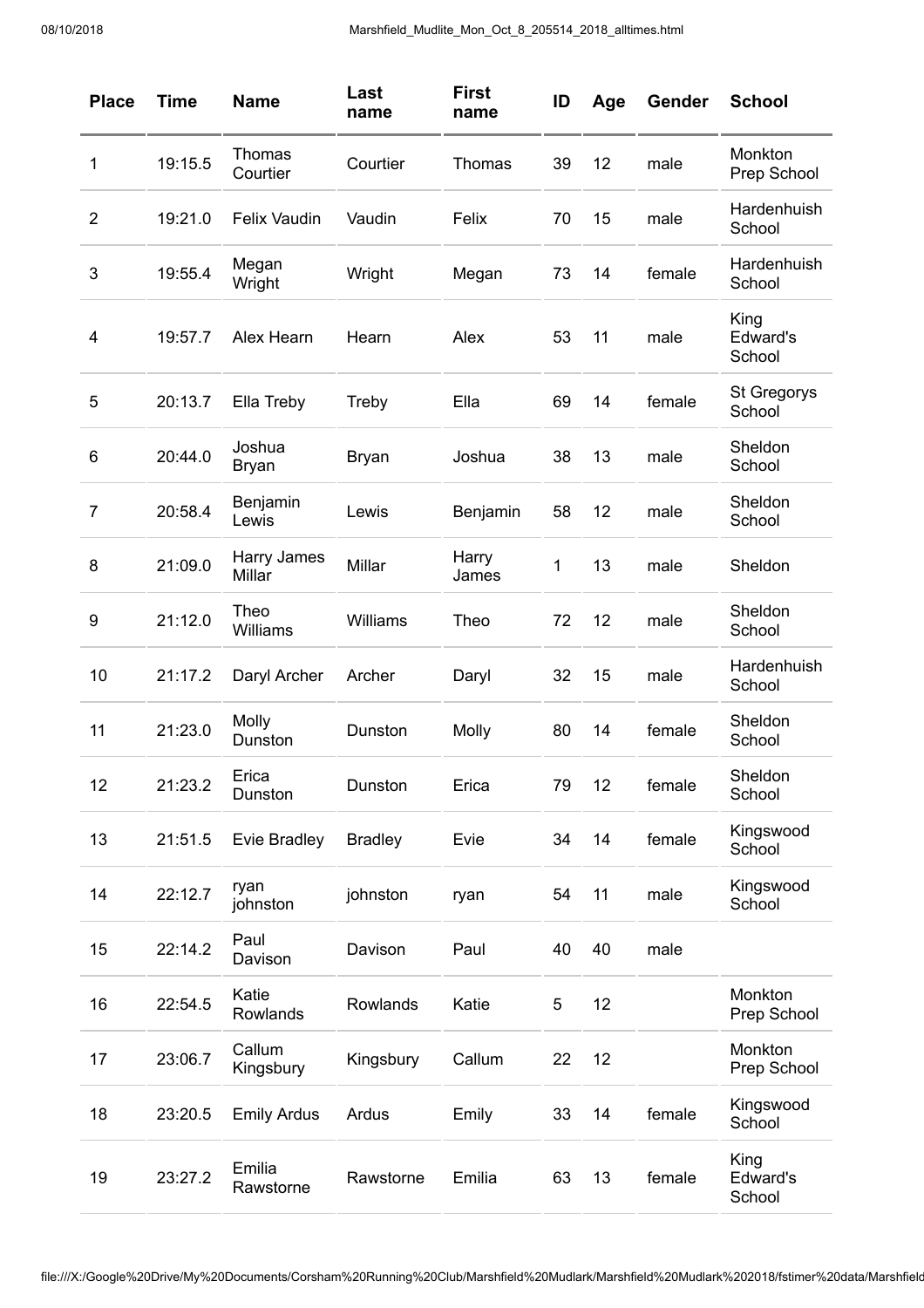| Place | Time | Name | Last name | First name | ID | Age | Gender | School |
|---|---|---|---|---|---|---|---|---|
| 1 | 19:15.5 | Thomas Courtier | Courtier | Thomas | 39 | 12 | male | Monkton Prep School |
| 2 | 19:21.0 | Felix Vaudin | Vaudin | Felix | 70 | 15 | male | Hardenhuish School |
| 3 | 19:55.4 | Megan Wright | Wright | Megan | 73 | 14 | female | Hardenhuish School |
| 4 | 19:57.7 | Alex Hearn | Hearn | Alex | 53 | 11 | male | King Edward's School |
| 5 | 20:13.7 | Ella Treby | Treby | Ella | 69 | 14 | female | St Gregorys School |
| 6 | 20:44.0 | Joshua Bryan | Bryan | Joshua | 38 | 13 | male | Sheldon School |
| 7 | 20:58.4 | Benjamin Lewis | Lewis | Benjamin | 58 | 12 | male | Sheldon School |
| 8 | 21:09.0 | Harry James Millar | Millar | Harry James | 1 | 13 | male | Sheldon |
| 9 | 21:12.0 | Theo Williams | Williams | Theo | 72 | 12 | male | Sheldon School |
| 10 | 21:17.2 | Daryl Archer | Archer | Daryl | 32 | 15 | male | Hardenhuish School |
| 11 | 21:23.0 | Molly Dunston | Dunston | Molly | 80 | 14 | female | Sheldon School |
| 12 | 21:23.2 | Erica Dunston | Dunston | Erica | 79 | 12 | female | Sheldon School |
| 13 | 21:51.5 | Evie Bradley | Bradley | Evie | 34 | 14 | female | Kingswood School |
| 14 | 22:12.7 | ryan johnston | johnston | ryan | 54 | 11 | male | Kingswood School |
| 15 | 22:14.2 | Paul Davison | Davison | Paul | 40 | 40 | male | |
| 16 | 22:54.5 | Katie Rowlands | Rowlands | Katie | 5 | 12 | | Monkton Prep School |
| 17 | 23:06.7 | Callum Kingsbury | Kingsbury | Callum | 22 | 12 | | Monkton Prep School |
| 18 | 23:20.5 | Emily Ardus | Ardus | Emily | 33 | 14 | female | Kingswood School |
| 19 | 23:27.2 | Emilia Rawstorne | Rawstorne | Emilia | 63 | 13 | female | King Edward's School |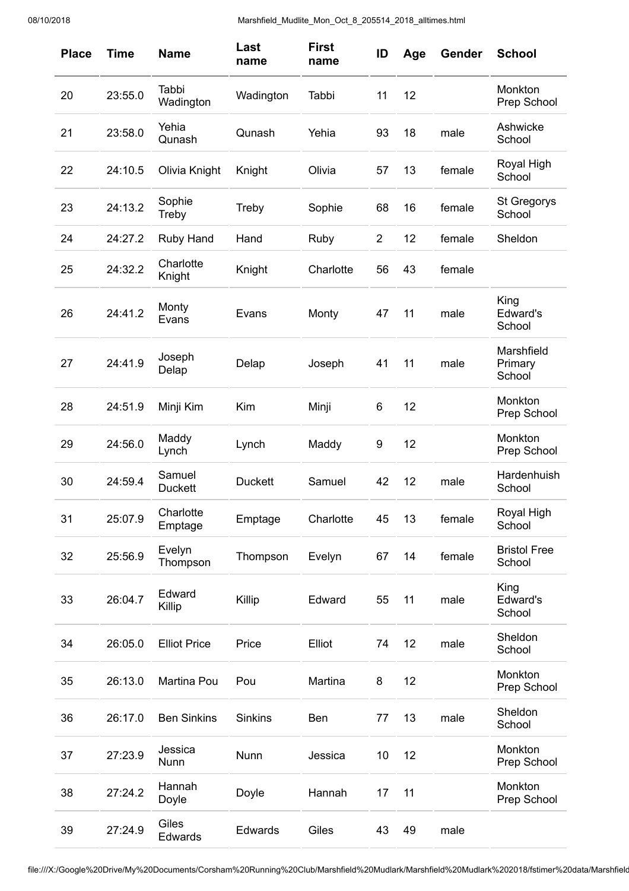| Place | Time | Name | Last name | First name | ID | Age | Gender | School |
|---|---|---|---|---|---|---|---|---|
| 20 | 23:55.0 | Tabbi Wadington | Wadington | Tabbi | 11 | 12 | | Monkton Prep School |
| 21 | 23:58.0 | Yehia Qunash | Qunash | Yehia | 93 | 18 | male | Ashwicke School |
| 22 | 24:10.5 | Olivia Knight | Knight | Olivia | 57 | 13 | female | Royal High School |
| 23 | 24:13.2 | Sophie Treby | Treby | Sophie | 68 | 16 | female | St Gregorys School |
| 24 | 24:27.2 | Ruby Hand | Hand | Ruby | 2 | 12 | female | Sheldon |
| 25 | 24:32.2 | Charlotte Knight | Knight | Charlotte | 56 | 43 | female | |
| 26 | 24:41.2 | Monty Evans | Evans | Monty | 47 | 11 | male | King Edward's School |
| 27 | 24:41.9 | Joseph Delap | Delap | Joseph | 41 | 11 | male | Marshfield Primary School |
| 28 | 24:51.9 | Minji Kim | Kim | Minji | 6 | 12 | | Monkton Prep School |
| 29 | 24:56.0 | Maddy Lynch | Lynch | Maddy | 9 | 12 | | Monkton Prep School |
| 30 | 24:59.4 | Samuel Duckett | Duckett | Samuel | 42 | 12 | male | Hardenhuish School |
| 31 | 25:07.9 | Charlotte Emptage | Emptage | Charlotte | 45 | 13 | female | Royal High School |
| 32 | 25:56.9 | Evelyn Thompson | Thompson | Evelyn | 67 | 14 | female | Bristol Free School |
| 33 | 26:04.7 | Edward Killip | Killip | Edward | 55 | 11 | male | King Edward's School |
| 34 | 26:05.0 | Elliot Price | Price | Elliot | 74 | 12 | male | Sheldon School |
| 35 | 26:13.0 | Martina Pou | Pou | Martina | 8 | 12 | | Monkton Prep School |
| 36 | 26:17.0 | Ben Sinkins | Sinkins | Ben | 77 | 13 | male | Sheldon School |
| 37 | 27:23.9 | Jessica Nunn | Nunn | Jessica | 10 | 12 | | Monkton Prep School |
| 38 | 27:24.2 | Hannah Doyle | Doyle | Hannah | 17 | 11 | | Monkton Prep School |
| 39 | 27:24.9 | Giles Edwards | Edwards | Giles | 43 | 49 | male | |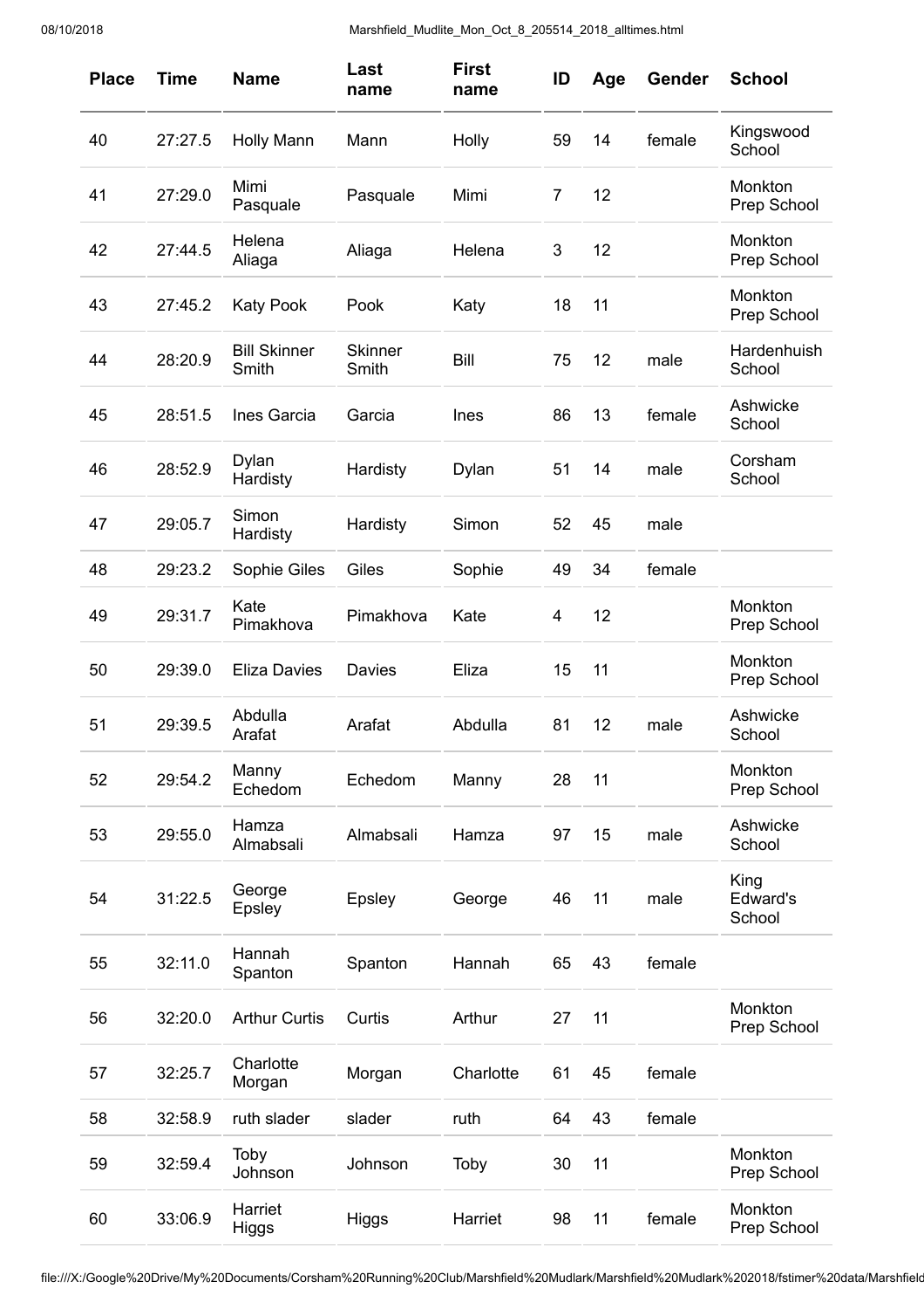| Place | Time | Name | Last name | First name | ID | Age | Gender | School |
|---|---|---|---|---|---|---|---|---|
| 40 | 27:27.5 | Holly Mann | Mann | Holly | 59 | 14 | female | Kingswood School |
| 41 | 27:29.0 | Mimi Pasquale | Pasquale | Mimi | 7 | 12 | | Monkton Prep School |
| 42 | 27:44.5 | Helena Aliaga | Aliaga | Helena | 3 | 12 | | Monkton Prep School |
| 43 | 27:45.2 | Katy Pook | Pook | Katy | 18 | 11 | | Monkton Prep School |
| 44 | 28:20.9 | Bill Skinner Smith | Skinner Smith | Bill | 75 | 12 | male | Hardenhuish School |
| 45 | 28:51.5 | Ines Garcia | Garcia | Ines | 86 | 13 | female | Ashwicke School |
| 46 | 28:52.9 | Dylan Hardisty | Hardisty | Dylan | 51 | 14 | male | Corsham School |
| 47 | 29:05.7 | Simon Hardisty | Hardisty | Simon | 52 | 45 | male | |
| 48 | 29:23.2 | Sophie Giles | Giles | Sophie | 49 | 34 | female | |
| 49 | 29:31.7 | Kate Pimakhova | Pimakhova | Kate | 4 | 12 | | Monkton Prep School |
| 50 | 29:39.0 | Eliza Davies | Davies | Eliza | 15 | 11 | | Monkton Prep School |
| 51 | 29:39.5 | Abdulla Arafat | Arafat | Abdulla | 81 | 12 | male | Ashwicke School |
| 52 | 29:54.2 | Manny Echedom | Echedom | Manny | 28 | 11 | | Monkton Prep School |
| 53 | 29:55.0 | Hamza Almabsali | Almabsali | Hamza | 97 | 15 | male | Ashwicke School |
| 54 | 31:22.5 | George Epsley | Epsley | George | 46 | 11 | male | King Edward's School |
| 55 | 32:11.0 | Hannah Spanton | Spanton | Hannah | 65 | 43 | female | |
| 56 | 32:20.0 | Arthur Curtis | Curtis | Arthur | 27 | 11 | | Monkton Prep School |
| 57 | 32:25.7 | Charlotte Morgan | Morgan | Charlotte | 61 | 45 | female | |
| 58 | 32:58.9 | ruth slader | slader | ruth | 64 | 43 | female | |
| 59 | 32:59.4 | Toby Johnson | Johnson | Toby | 30 | 11 | | Monkton Prep School |
| 60 | 33:06.9 | Harriet Higgs | Higgs | Harriet | 98 | 11 | female | Monkton Prep School |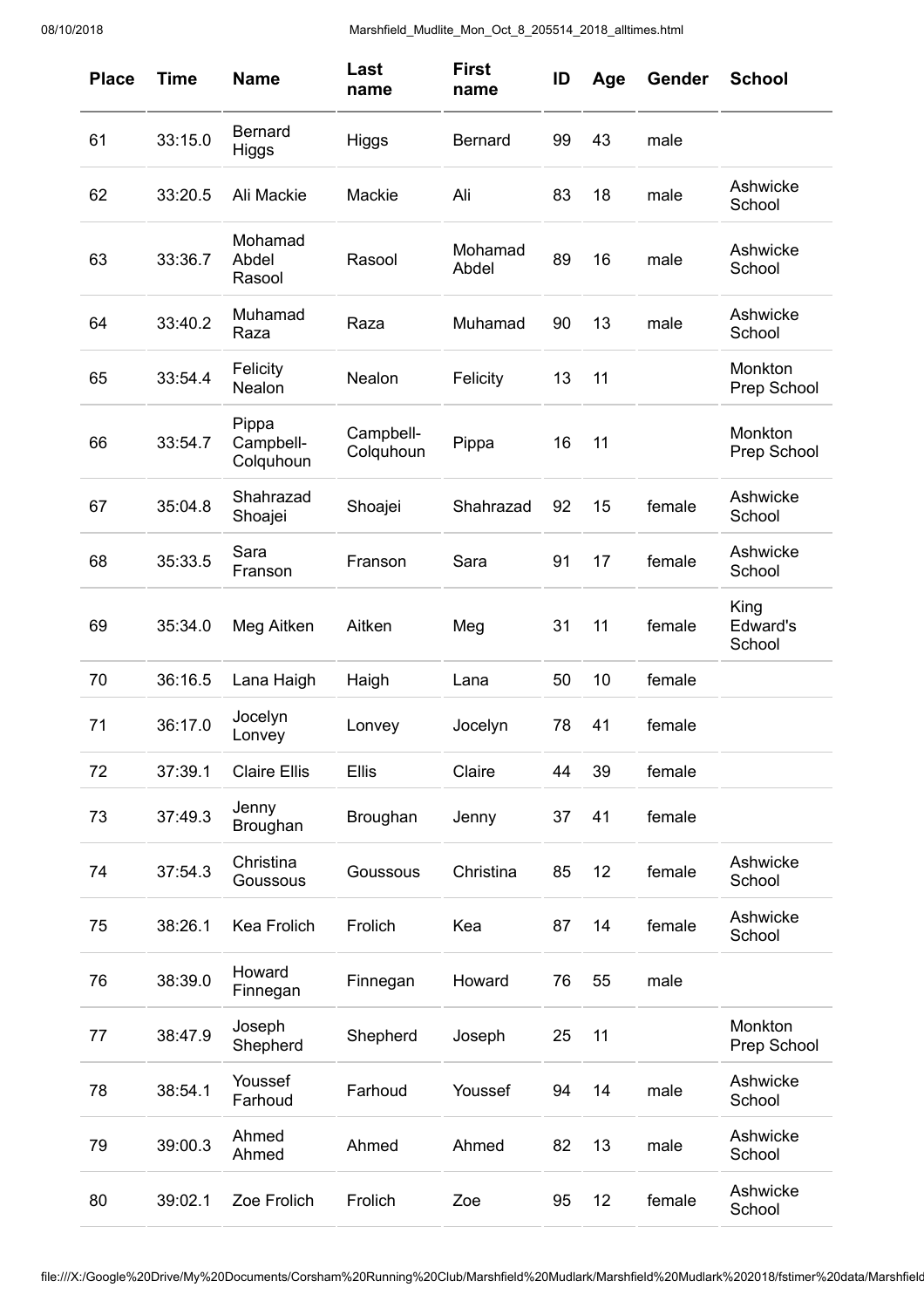| Place | Time | Name | Last name | First name | ID | Age | Gender | School |
|---|---|---|---|---|---|---|---|---|
| 61 | 33:15.0 | Bernard Higgs | Higgs | Bernard | 99 | 43 | male | |
| 62 | 33:20.5 | Ali Mackie | Mackie | Ali | 83 | 18 | male | Ashwicke School |
| 63 | 33:36.7 | Mohamad Abdel Rasool | Rasool | Mohamad Abdel | 89 | 16 | male | Ashwicke School |
| 64 | 33:40.2 | Muhamad Raza | Raza | Muhamad | 90 | 13 | male | Ashwicke School |
| 65 | 33:54.4 | Felicity Nealon | Nealon | Felicity | 13 | 11 | | Monkton Prep School |
| 66 | 33:54.7 | Pippa Campbell-Colquhoun | Campbell-Colquhoun | Pippa | 16 | 11 | | Monkton Prep School |
| 67 | 35:04.8 | Shahrazad Shoajei | Shoajei | Shahrazad | 92 | 15 | female | Ashwicke School |
| 68 | 35:33.5 | Sara Franson | Franson | Sara | 91 | 17 | female | Ashwicke School |
| 69 | 35:34.0 | Meg Aitken | Aitken | Meg | 31 | 11 | female | King Edward's School |
| 70 | 36:16.5 | Lana Haigh | Haigh | Lana | 50 | 10 | female | |
| 71 | 36:17.0 | Jocelyn Lonvey | Lonvey | Jocelyn | 78 | 41 | female | |
| 72 | 37:39.1 | Claire Ellis | Ellis | Claire | 44 | 39 | female | |
| 73 | 37:49.3 | Jenny Broughan | Broughan | Jenny | 37 | 41 | female | |
| 74 | 37:54.3 | Christina Goussous | Goussous | Christina | 85 | 12 | female | Ashwicke School |
| 75 | 38:26.1 | Kea Frolich | Frolich | Kea | 87 | 14 | female | Ashwicke School |
| 76 | 38:39.0 | Howard Finnegan | Finnegan | Howard | 76 | 55 | male | |
| 77 | 38:47.9 | Joseph Shepherd | Shepherd | Joseph | 25 | 11 | | Monkton Prep School |
| 78 | 38:54.1 | Youssef Farhoud | Farhoud | Youssef | 94 | 14 | male | Ashwicke School |
| 79 | 39:00.3 | Ahmed Ahmed | Ahmed | Ahmed | 82 | 13 | male | Ashwicke School |
| 80 | 39:02.1 | Zoe Frolich | Frolich | Zoe | 95 | 12 | female | Ashwicke School |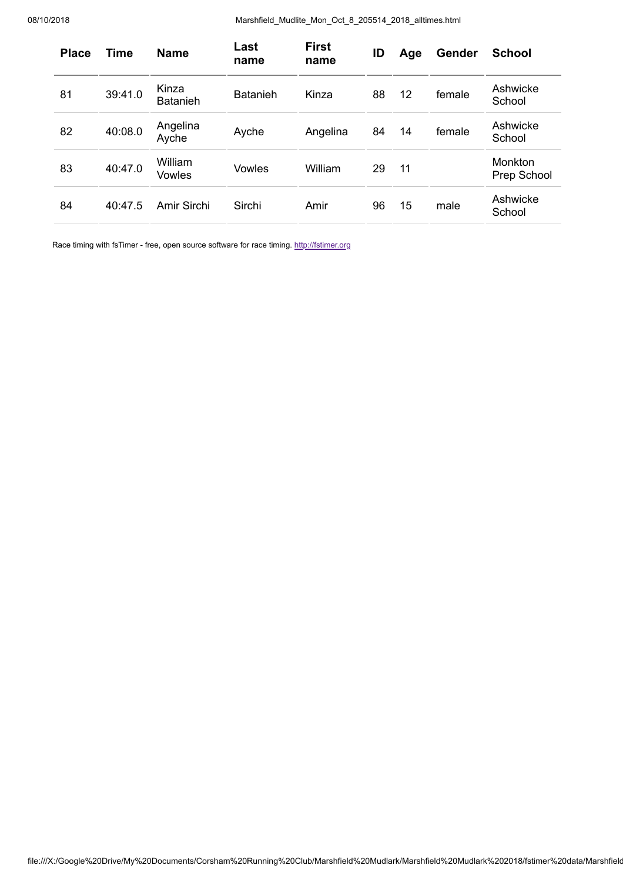| Place | Time | Name | Last name | First name | ID | Age | Gender | School |
|---|---|---|---|---|---|---|---|---|
| 81 | 39:41.0 | Kinza Batanieh | Batanieh | Kinza | 88 | 12 | female | Ashwicke School |
| 82 | 40:08.0 | Angelina Ayche | Ayche | Angelina | 84 | 14 | female | Ashwicke School |
| 83 | 40:47.0 | William Vowles | Vowles | William | 29 | 11 | | Monkton Prep School |
| 84 | 40:47.5 | Amir Sirchi | Sirchi | Amir | 96 | 15 | male | Ashwicke School |

Race timing with fsTimer - free, open source software for race timing. http://fstimer.org